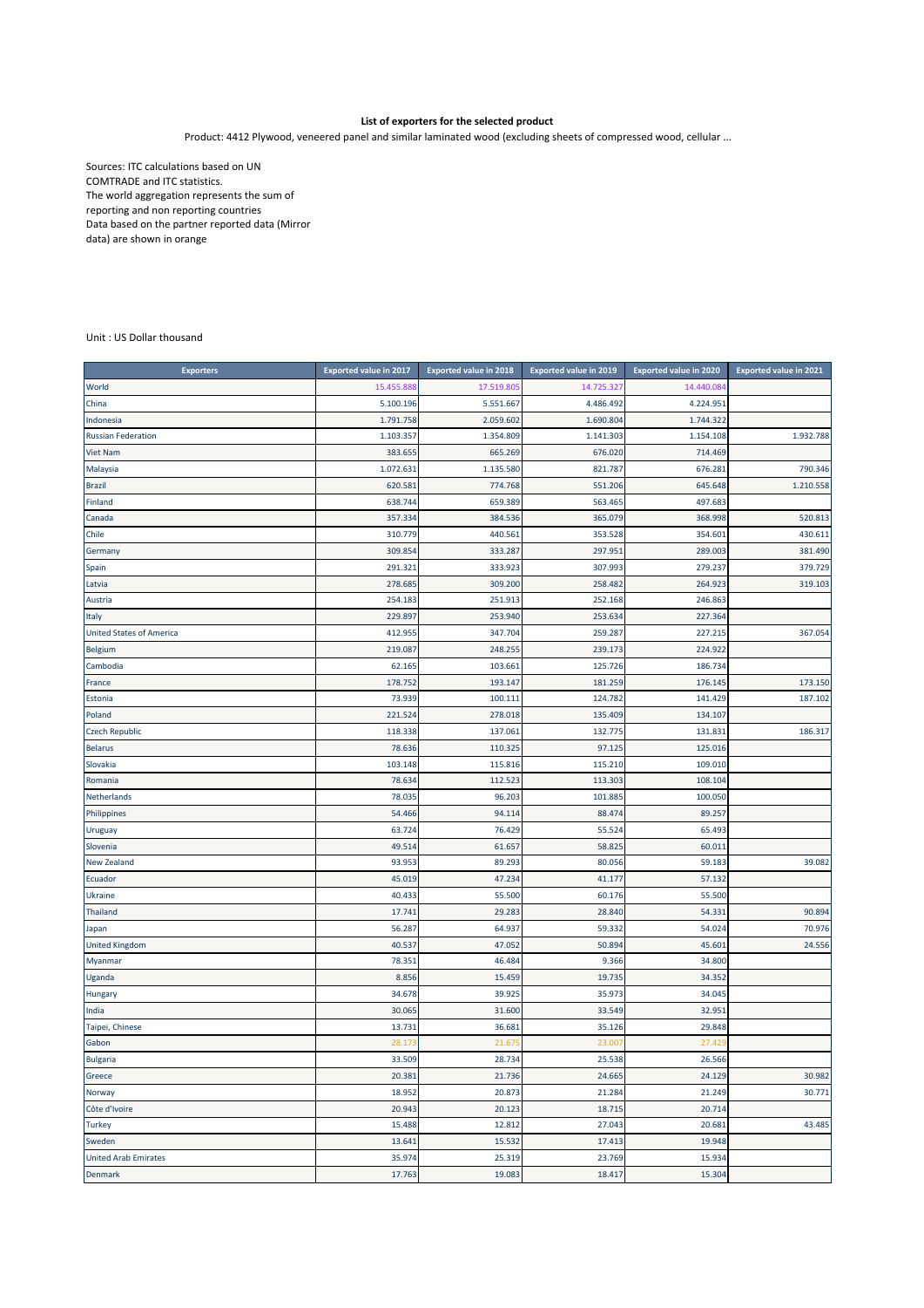**List of exporters for the selected product**

Product: 4412 Plywood, veneered panel and similar laminated wood (excluding sheets of compressed wood, cellular ...

Sources: ITC calculations based on UN COMTRADE and ITC statistics.
The world aggregation represents the sum of reporting and non reporting countries
Data based on the partner reported data (Mirror data) are shown in orange

Unit : US Dollar thousand

| Exporters | Exported value in 2017 | Exported value in 2018 | Exported value in 2019 | Exported value in 2020 | Exported value in 2021 |
|---|---|---|---|---|---|
| World | 15.455.888 | 17.519.805 | 14.725.327 | 14.440.084 | |
| China | 5.100.196 | 5.551.667 | 4.486.492 | 4.224.951 | |
| Indonesia | 1.791.758 | 2.059.602 | 1.690.804 | 1.744.322 | |
| Russian Federation | 1.103.357 | 1.354.809 | 1.141.303 | 1.154.108 | 1.932.788 |
| Viet Nam | 383.655 | 665.269 | 676.020 | 714.469 | |
| Malaysia | 1.072.631 | 1.135.580 | 821.787 | 676.281 | 790.346 |
| Brazil | 620.581 | 774.768 | 551.206 | 645.648 | 1.210.558 |
| Finland | 638.744 | 659.389 | 563.465 | 497.683 | |
| Canada | 357.334 | 384.536 | 365.079 | 368.998 | 520.813 |
| Chile | 310.779 | 440.561 | 353.528 | 354.601 | 430.611 |
| Germany | 309.854 | 333.287 | 297.951 | 289.003 | 381.490 |
| Spain | 291.321 | 333.923 | 307.993 | 279.237 | 379.729 |
| Latvia | 278.685 | 309.200 | 258.482 | 264.923 | 319.103 |
| Austria | 254.183 | 251.913 | 252.168 | 246.863 | |
| Italy | 229.897 | 253.940 | 253.634 | 227.364 | |
| United States of America | 412.955 | 347.704 | 259.287 | 227.215 | 367.054 |
| Belgium | 219.087 | 248.255 | 239.173 | 224.922 | |
| Cambodia | 62.165 | 103.661 | 125.726 | 186.734 | |
| France | 178.752 | 193.147 | 181.259 | 176.145 | 173.150 |
| Estonia | 73.939 | 100.111 | 124.782 | 141.429 | 187.102 |
| Poland | 221.524 | 278.018 | 135.409 | 134.107 | |
| Czech Republic | 118.338 | 137.061 | 132.775 | 131.831 | 186.317 |
| Belarus | 78.636 | 110.325 | 97.125 | 125.016 | |
| Slovakia | 103.148 | 115.816 | 115.210 | 109.010 | |
| Romania | 78.634 | 112.523 | 113.303 | 108.104 | |
| Netherlands | 78.035 | 96.203 | 101.885 | 100.050 | |
| Philippines | 54.466 | 94.114 | 88.474 | 89.257 | |
| Uruguay | 63.724 | 76.429 | 55.524 | 65.493 | |
| Slovenia | 49.514 | 61.657 | 58.825 | 60.011 | |
| New Zealand | 93.953 | 89.293 | 80.056 | 59.183 | 39.082 |
| Ecuador | 45.019 | 47.234 | 41.177 | 57.132 | |
| Ukraine | 40.433 | 55.500 | 60.176 | 55.500 | |
| Thailand | 17.741 | 29.283 | 28.840 | 54.331 | 90.894 |
| Japan | 56.287 | 64.937 | 59.332 | 54.024 | 70.976 |
| United Kingdom | 40.537 | 47.052 | 50.894 | 45.601 | 24.556 |
| Myanmar | 78.351 | 46.484 | 9.366 | 34.800 | |
| Uganda | 8.856 | 15.459 | 19.735 | 34.352 | |
| Hungary | 34.678 | 39.925 | 35.973 | 34.045 | |
| India | 30.065 | 31.600 | 33.549 | 32.951 | |
| Taipei, Chinese | 13.731 | 36.681 | 35.126 | 29.848 | |
| Gabon | 28.173 | 21.675 | 23.007 | 27.429 | |
| Bulgaria | 33.509 | 28.734 | 25.538 | 26.566 | |
| Greece | 20.381 | 21.736 | 24.665 | 24.129 | 30.982 |
| Norway | 18.952 | 20.873 | 21.284 | 21.249 | 30.771 |
| Côte d'Ivoire | 20.943 | 20.123 | 18.715 | 20.714 | |
| Turkey | 15.488 | 12.812 | 27.043 | 20.681 | 43.485 |
| Sweden | 13.641 | 15.532 | 17.413 | 19.948 | |
| United Arab Emirates | 35.974 | 25.319 | 23.769 | 15.934 | |
| Denmark | 17.763 | 19.083 | 18.417 | 15.304 | |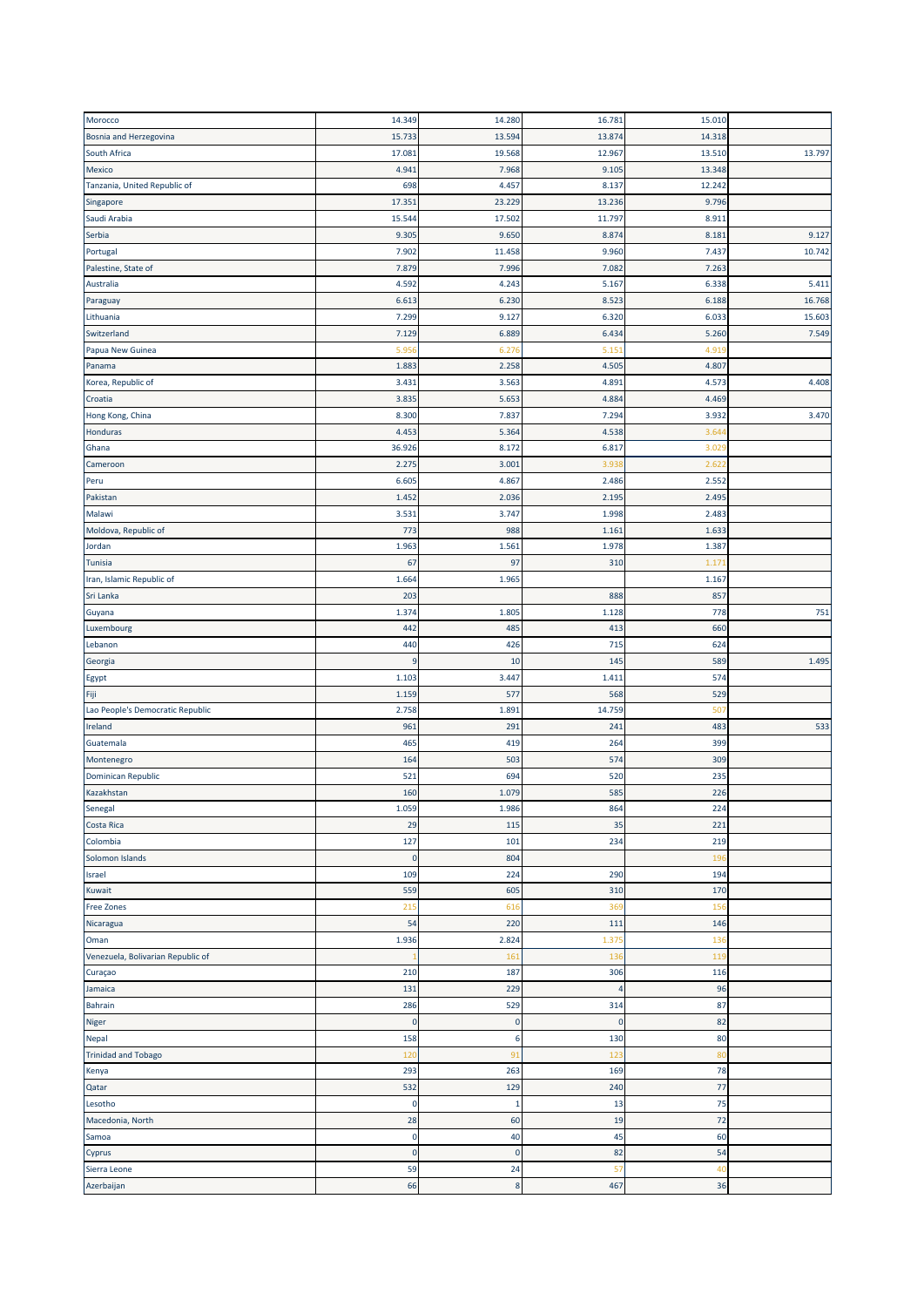| | | | | | |
|---|---|---|---|---|---|
| Morocco | 14.349 | 14.280 | 16.781 | 15.010 | |
| Bosnia and Herzegovina | 15.733 | 13.594 | 13.874 | 14.318 | |
| South Africa | 17.081 | 19.568 | 12.967 | 13.510 | 13.797 |
| Mexico | 4.941 | 7.968 | 9.105 | 13.348 | |
| Tanzania, United Republic of | 698 | 4.457 | 8.137 | 12.242 | |
| Singapore | 17.351 | 23.229 | 13.236 | 9.796 | |
| Saudi Arabia | 15.544 | 17.502 | 11.797 | 8.911 | |
| Serbia | 9.305 | 9.650 | 8.874 | 8.181 | 9.127 |
| Portugal | 7.902 | 11.458 | 9.960 | 7.437 | 10.742 |
| Palestine, State of | 7.879 | 7.996 | 7.082 | 7.263 | |
| Australia | 4.592 | 4.243 | 5.167 | 6.338 | 5.411 |
| Paraguay | 6.613 | 6.230 | 8.523 | 6.188 | 16.768 |
| Lithuania | 7.299 | 9.127 | 6.320 | 6.033 | 15.603 |
| Switzerland | 7.129 | 6.889 | 6.434 | 5.260 | 7.549 |
| Papua New Guinea | 5.956 | 6.276 | 5.151 | 4.919 | |
| Panama | 1.883 | 2.258 | 4.505 | 4.807 | |
| Korea, Republic of | 3.431 | 3.563 | 4.891 | 4.573 | 4.408 |
| Croatia | 3.835 | 5.653 | 4.884 | 4.469 | |
| Hong Kong, China | 8.300 | 7.837 | 7.294 | 3.932 | 3.470 |
| Honduras | 4.453 | 5.364 | 4.538 | 3.644 | |
| Ghana | 36.926 | 8.172 | 6.817 | 3.029 | |
| Cameroon | 2.275 | 3.001 | 3.938 | 2.622 | |
| Peru | 6.605 | 4.867 | 2.486 | 2.552 | |
| Pakistan | 1.452 | 2.036 | 2.195 | 2.495 | |
| Malawi | 3.531 | 3.747 | 1.998 | 2.483 | |
| Moldova, Republic of | 773 | 988 | 1.161 | 1.633 | |
| Jordan | 1.963 | 1.561 | 1.978 | 1.387 | |
| Tunisia | 67 | 97 | 310 | 1.171 | |
| Iran, Islamic Republic of | 1.664 | 1.965 | | 1.167 | |
| Sri Lanka | 203 | | 888 | 857 | |
| Guyana | 1.374 | 1.805 | 1.128 | 778 | 751 |
| Luxembourg | 442 | 485 | 413 | 660 | |
| Lebanon | 440 | 426 | 715 | 624 | |
| Georgia | 9 | 10 | 145 | 589 | 1.495 |
| Egypt | 1.103 | 3.447 | 1.411 | 574 | |
| Fiji | 1.159 | 577 | 568 | 529 | |
| Lao People's Democratic Republic | 2.758 | 1.891 | 14.759 | 507 | |
| Ireland | 961 | 291 | 241 | 483 | 533 |
| Guatemala | 465 | 419 | 264 | 399 | |
| Montenegro | 164 | 503 | 574 | 309 | |
| Dominican Republic | 521 | 694 | 520 | 235 | |
| Kazakhstan | 160 | 1.079 | 585 | 226 | |
| Senegal | 1.059 | 1.986 | 864 | 224 | |
| Costa Rica | 29 | 115 | 35 | 221 | |
| Colombia | 127 | 101 | 234 | 219 | |
| Solomon Islands | 0 | 804 | | 196 | |
| Israel | 109 | 224 | 290 | 194 | |
| Kuwait | 559 | 605 | 310 | 170 | |
| Free Zones | 215 | 616 | 369 | 156 | |
| Nicaragua | 54 | 220 | 111 | 146 | |
| Oman | 1.936 | 2.824 | 1.375 | 136 | |
| Venezuela, Bolivarian Republic of | 1 | 161 | 136 | 119 | |
| Curaçao | 210 | 187 | 306 | 116 | |
| Jamaica | 131 | 229 | 4 | 96 | |
| Bahrain | 286 | 529 | 314 | 87 | |
| Niger | 0 | 0 | 0 | 82 | |
| Nepal | 158 | 6 | 130 | 80 | |
| Trinidad and Tobago | 120 | 91 | 123 | 80 | |
| Kenya | 293 | 263 | 169 | 78 | |
| Qatar | 532 | 129 | 240 | 77 | |
| Lesotho | 0 | 1 | 13 | 75 | |
| Macedonia, North | 28 | 60 | 19 | 72 | |
| Samoa | 0 | 40 | 45 | 60 | |
| Cyprus | 0 | 0 | 82 | 54 | |
| Sierra Leone | 59 | 24 | 57 | 40 | |
| Azerbaijan | 66 | 8 | 467 | 36 | |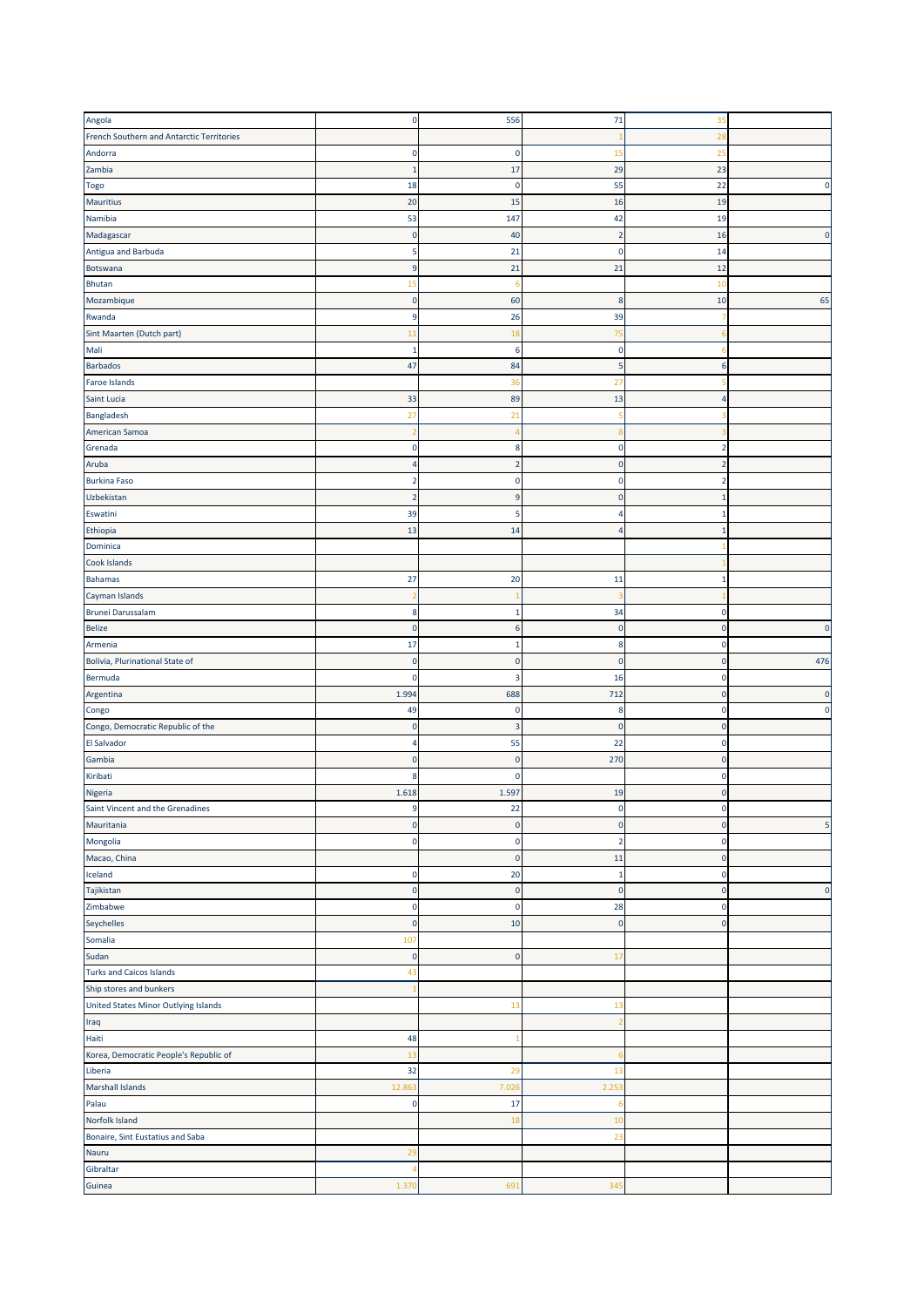| | | | | | |
|---|---|---|---|---|---|
| Angola | 0 | 556 | 71 | 35 | |
| French Southern and Antarctic Territories | | | 1 | 28 | |
| Andorra | 0 | 0 | 15 | 25 | |
| Zambia | 1 | 17 | 29 | 23 | |
| Togo | 18 | 0 | 55 | 22 | 0 |
| Mauritius | 20 | 15 | 16 | 19 | |
| Namibia | 53 | 147 | 42 | 19 | |
| Madagascar | 0 | 40 | 2 | 16 | 0 |
| Antigua and Barbuda | 5 | 21 | 0 | 14 | |
| Botswana | 9 | 21 | 21 | 12 | |
| Bhutan | 15 | 6 | | 10 | |
| Mozambique | 0 | 60 | 8 | 10 | 65 |
| Rwanda | 9 | 26 | 39 | 7 | |
| Sint Maarten (Dutch part) | 11 | 18 | 75 | 6 | |
| Mali | 1 | 6 | 0 | 6 | |
| Barbados | 47 | 84 | 5 | 6 | |
| Faroe Islands | | 36 | 27 | 5 | |
| Saint Lucia | 33 | 89 | 13 | 4 | |
| Bangladesh | 27 | 21 | 5 | 3 | |
| American Samoa | 2 | 4 | 8 | 3 | |
| Grenada | 0 | 8 | 0 | 2 | |
| Aruba | 4 | 2 | 0 | 2 | |
| Burkina Faso | 2 | 0 | 0 | 2 | |
| Uzbekistan | 2 | 9 | 0 | 1 | |
| Eswatini | 39 | 5 | 4 | 1 | |
| Ethiopia | 13 | 14 | 4 | 1 | |
| Dominica | | | | 1 | |
| Cook Islands | | | | 1 | |
| Bahamas | 27 | 20 | 11 | 1 | |
| Cayman Islands | 2 | 1 | 3 | 1 | |
| Brunei Darussalam | 8 | 1 | 34 | 0 | |
| Belize | 0 | 6 | 0 | 0 | 0 |
| Armenia | 17 | 1 | 8 | 0 | |
| Bolivia, Plurinational State of | 0 | 0 | 0 | 0 | 476 |
| Bermuda | 0 | 3 | 16 | 0 | |
| Argentina | 1.994 | 688 | 712 | 0 | 0 |
| Congo | 49 | 0 | 8 | 0 | 0 |
| Congo, Democratic Republic of the | 0 | 3 | 0 | 0 | |
| El Salvador | 4 | 55 | 22 | 0 | |
| Gambia | 0 | 0 | 270 | 0 | |
| Kiribati | 8 | 0 | | 0 | |
| Nigeria | 1.618 | 1.597 | 19 | 0 | |
| Saint Vincent and the Grenadines | 9 | 22 | 0 | 0 | |
| Mauritania | 0 | 0 | 0 | 0 | 5 |
| Mongolia | 0 | 0 | 2 | 0 | |
| Macao, China | | 0 | 11 | 0 | |
| Iceland | 0 | 20 | 1 | 0 | |
| Tajikistan | 0 | 0 | 0 | 0 | 0 |
| Zimbabwe | 0 | 0 | 28 | 0 | |
| Seychelles | 0 | 10 | 0 | 0 | |
| Somalia | 107 | | | | |
| Sudan | 0 | 0 | 17 | | |
| Turks and Caicos Islands | 43 | | | | |
| Ship stores and bunkers | 1 | | | | |
| United States Minor Outlying Islands | | 13 | 13 | | |
| Iraq | | | 2 | | |
| Haiti | 48 | 1 | | | |
| Korea, Democratic People's Republic of | 13 | | 6 | | |
| Liberia | 32 | 29 | 13 | | |
| Marshall Islands | 12.863 | 7.026 | 2.253 | | |
| Palau | 0 | 17 | 6 | | |
| Norfolk Island | | 18 | 10 | | |
| Bonaire, Sint Eustatius and Saba | | | 23 | | |
| Nauru | 29 | | | | |
| Gibraltar | 4 | | | | |
| Guinea | 1.370 | 691 | 345 | | |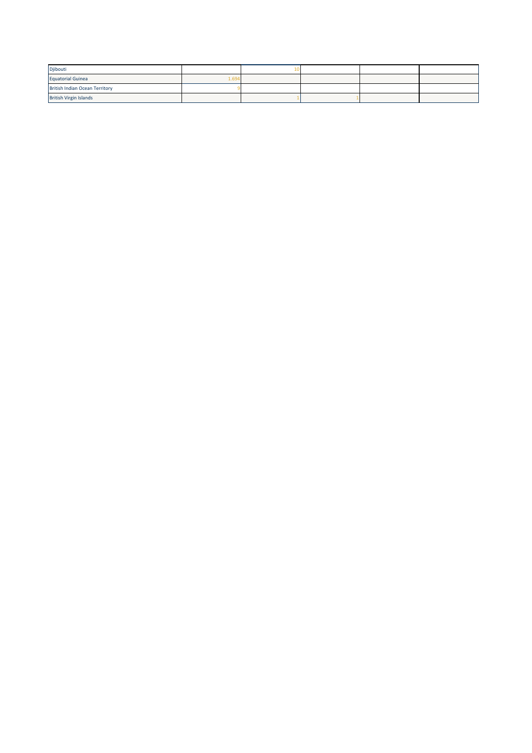| | | | | | |
|---|---|---|---|---|---|
| Djibouti | | 10 | | | |
| Equatorial Guinea | 1.694 | | | | |
| British Indian Ocean Territory | 9 | | | | |
| British Virgin Islands | | 1 | 1 | | |